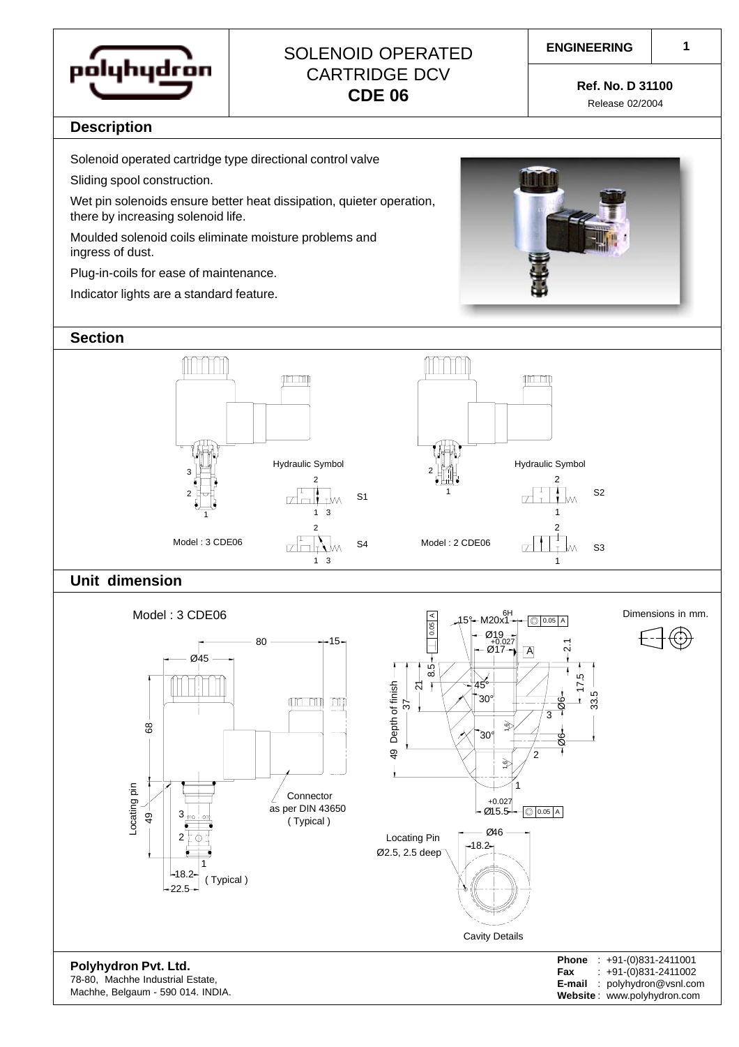# SOLENOID OPERATED CARTRIDGE DCV **CDE 06**

**ENGINEERING**

**Ref. No. D 31100**

Release 02/2004

## Description

Solenoid operated cartridge type directional control valve

Sliding spool construction.

Wet pin solenoids ensure better heat dissipation, quieter operation, there by increasing solenoid life.

Moulded solenoid coils eliminate moisture problems and ingress of dust.

Plug-in-coils for ease of maintenance.

Indicator lights are a standard feature.

## Section

Model : 3 CDE06

Hydraulic Symbol

S1

S4

Model : 2 CDE06

Hydraulic Symbol

S2

S3

## Unit dimension

Model : 3 CDE06

Dimensions in mm.

80, 15, Ø45, 68, 49, Locating pin, 18.2, 22.5 (Typical)

Connector as per DIN 43650 (Typical)

15°, M20x1 6H, Ø19, Ø17 +0.027, 8.5, 21, 37, 49 Depth of finish, 45°, 30°, 30°, 2.1, 17.5, 33.5, Ø6, Ø6, Ø15.5 +0.027, 0.05 A

Locating Pin Ø2.5, 2.5 deep

Ø46, 18.2

Cavity Details

**Polyhydron Pvt. Ltd.**
78-80, Machhe Industrial Estate,
Machhe, Belgaum - 590 014. INDIA.

**Phone** : +91-(0)831-2411001
**Fax** : +91-(0)831-2411002
**E-mail** : polyhydron@vsnl.com
**Website** : www.polyhydron.com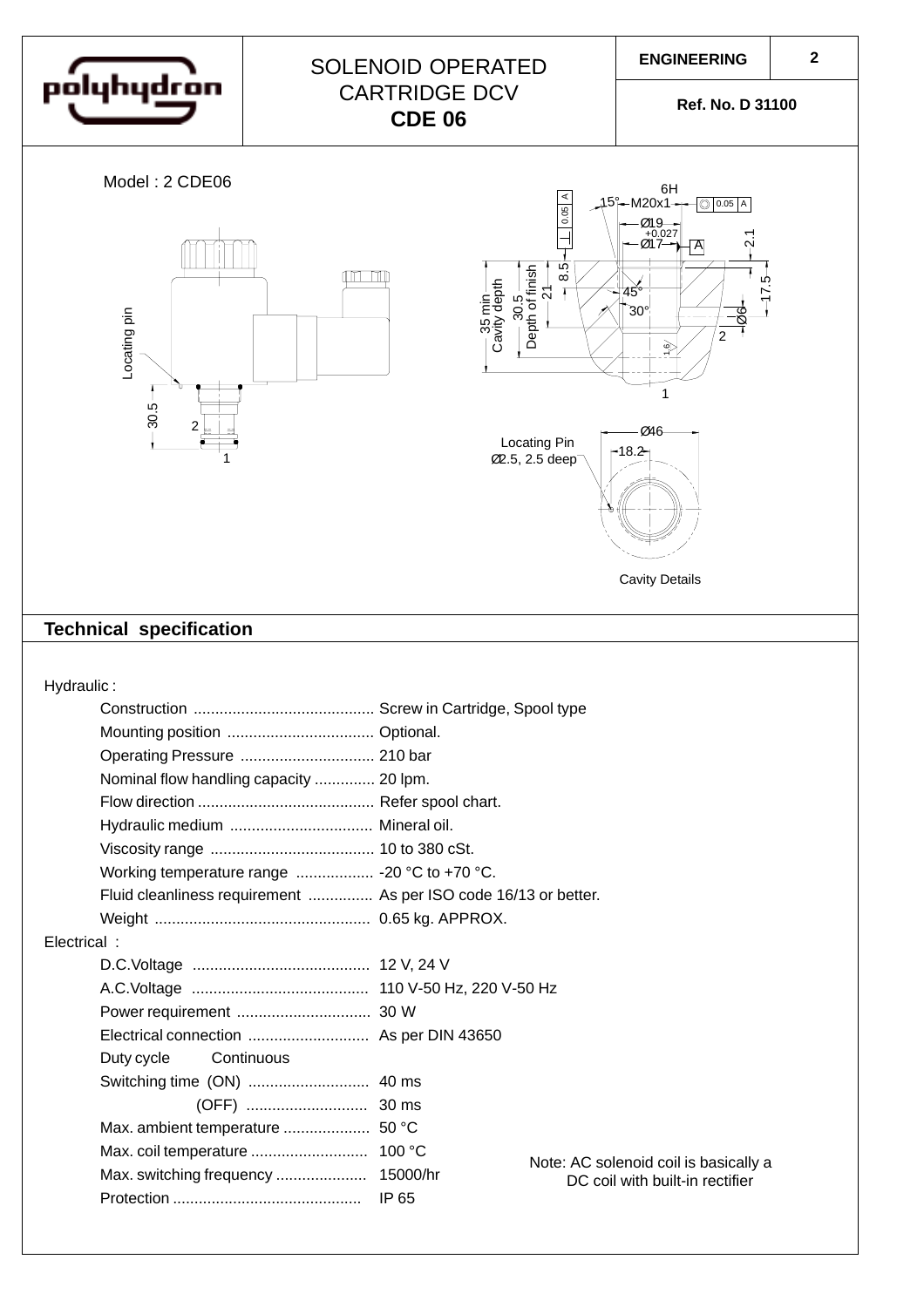# SOLENOID OPERATED CARTRIDGE DCV **CDE 06**

**ENGINEERING**

**Ref. No. D 31100**

Model : 2 CDE06

Locating pin

30.5

2

1

35 min Cavity depth

30.5 Depth of finish

21

8.5

15°

M20x1 6H

Ø19

Ø17 +0.027

45°

30°

2.1

17.5

Ø6

2

1

1.6

Ø46

18.2

Locating Pin Ø2.5, 2.5 deep

Cavity Details

## Technical specification

Hydraulic :

- Construction .......................................... Screw in Cartridge, Spool type
- Mounting position .................................. Optional.
- Operating Pressure ............................... 210 bar
- Nominal flow handling capacity .............. 20 lpm.
- Flow direction ......................................... Refer spool chart.
- Hydraulic medium ................................. Mineral oil.
- Viscosity range ...................................... 10 to 380 cSt.
- Working temperature range .................. -20 °C to +70 °C.
- Fluid cleanliness requirement ............... As per ISO code 16/13 or better.
- Weight .................................................. 0.65 kg. APPROX.

Electrical :

- D.C.Voltage ......................................... 12 V, 24 V
- A.C.Voltage ......................................... 110 V-50 Hz, 220 V-50 Hz
- Power requirement ............................... 30 W
- Electrical connection ............................ As per DIN 43650
- Duty cycle Continuous
- Switching time (ON) ............................ 40 ms
- (OFF) ............................ 30 ms
- Max. ambient temperature .................... 50 °C
- Max. coil temperature ........................... 100 °C
- Max. switching frequency ..................... 15000/hr
- Protection ............................................ IP 65

Note: AC solenoid coil is basically a DC coil with built-in rectifier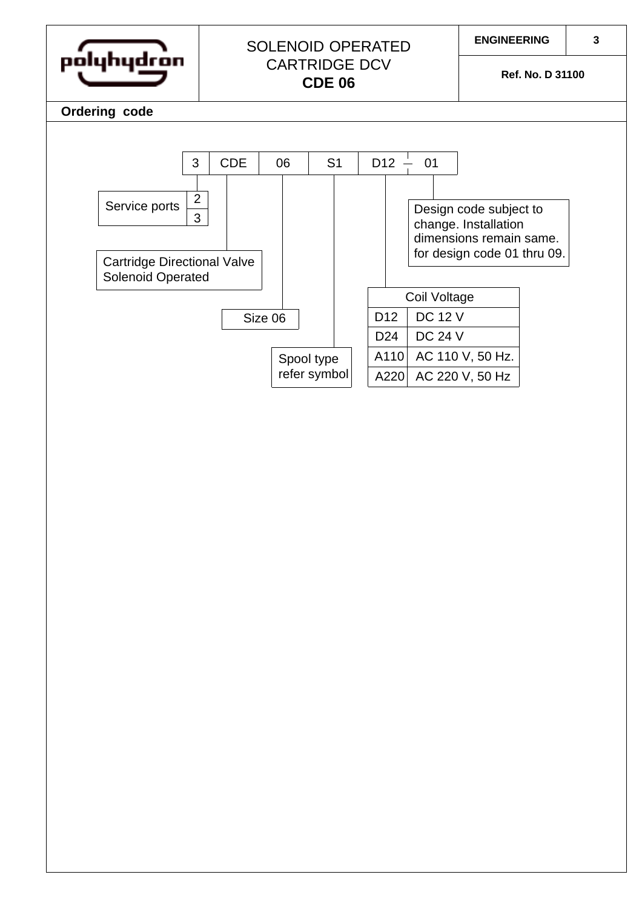SOLENOID OPERATED CARTRIDGE DCV
**CDE 06**

**ENGINEERING** | **Ref. No. D 31100**

## Ordering code

| 3 | CDE | 06 | S1 | D12 – 01 |
|---|---|---|---|---|

**Service ports**

| Code |
|---|
| 2 |
| 3 |

**CDE** – Cartridge Directional Valve Solenoid Operated

**06** – Size 06

**S1** – Spool type refer symbol

**D12** – Coil Voltage

| Code | Coil Voltage |
|---|---|
| D12 | DC 12 V |
| D24 | DC 24 V |
| A110 | AC 110 V, 50 Hz. |
| A220 | AC 220 V, 50 Hz |

**01** – Design code subject to change. Installation dimensions remain same. for design code 01 thru 09.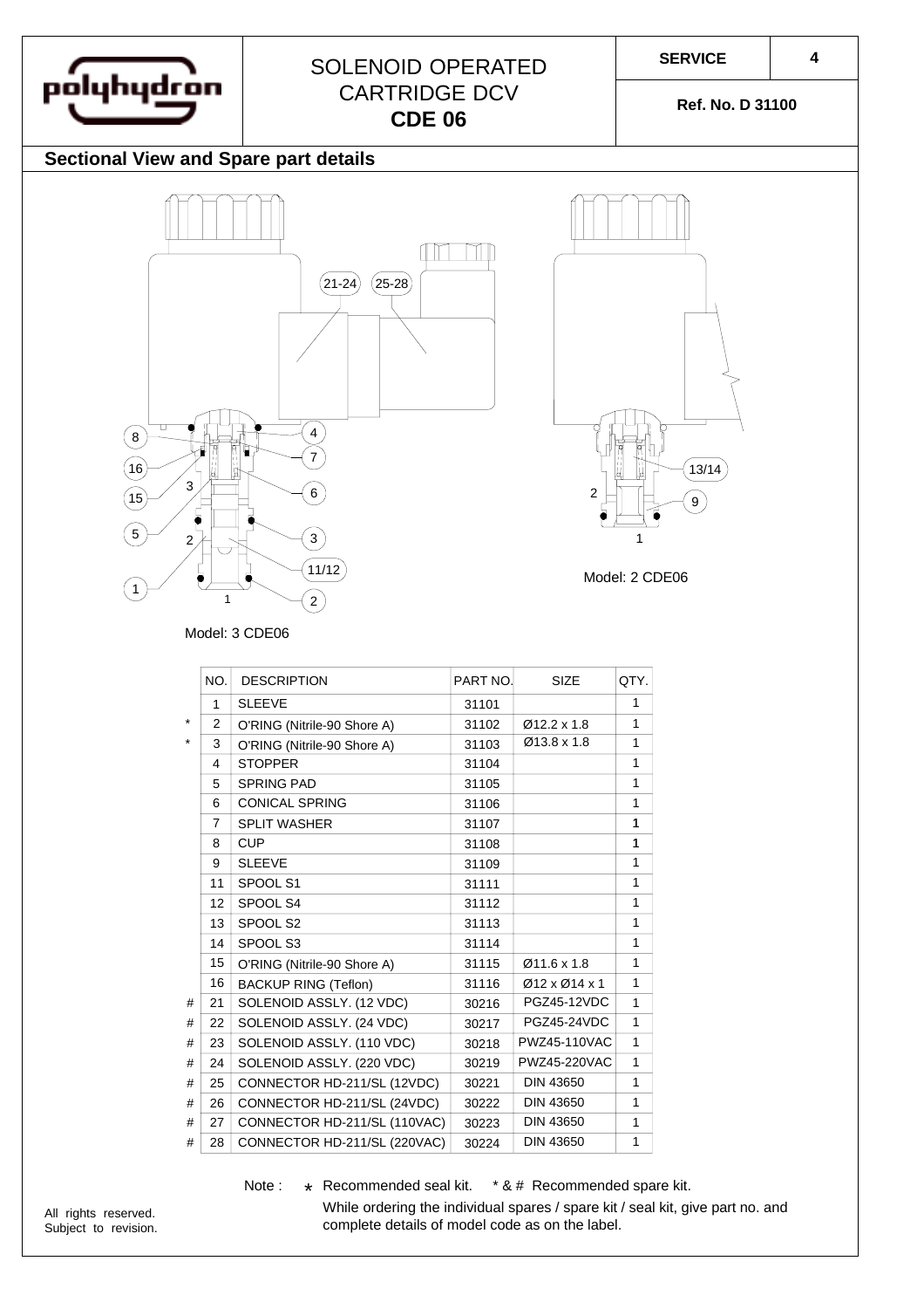# SOLENOID OPERATED CARTRIDGE DCV **CDE 06**

**SERVICE** **4**

**Ref. No. D 31100**

## Sectional View and Spare part details

21-24
25-28
8
4
7
16
3
6
15
5
2
3
11/12
1
1
2

Model: 3 CDE06

13/14
2
9
1

Model: 2 CDE06

| | NO. | DESCRIPTION | PART NO. | SIZE | QTY. |
|---|---|---|---|---|---|
| | 1 | SLEEVE | 31101 | | 1 |
| * | 2 | O'RING (Nitrile-90 Shore A) | 31102 | Ø12.2 x 1.8 | 1 |
| * | 3 | O'RING (Nitrile-90 Shore A) | 31103 | Ø13.8 x 1.8 | 1 |
| | 4 | STOPPER | 31104 | | 1 |
| | 5 | SPRING PAD | 31105 | | 1 |
| | 6 | CONICAL SPRING | 31106 | | 1 |
| | 7 | SPLIT WASHER | 31107 | | 1 |
| | 8 | CUP | 31108 | | 1 |
| | 9 | SLEEVE | 31109 | | 1 |
| | 11 | SPOOL S1 | 31111 | | 1 |
| | 12 | SPOOL S4 | 31112 | | 1 |
| | 13 | SPOOL S2 | 31113 | | 1 |
| | 14 | SPOOL S3 | 31114 | | 1 |
| | 15 | O'RING (Nitrile-90 Shore A) | 31115 | Ø11.6 x 1.8 | 1 |
| | 16 | BACKUP RING (Teflon) | 31116 | Ø12 x Ø14 x 1 | 1 |
| # | 21 | SOLENOID ASSLY. (12 VDC) | 30216 | PGZ45-12VDC | 1 |
| # | 22 | SOLENOID ASSLY. (24 VDC) | 30217 | PGZ45-24VDC | 1 |
| # | 23 | SOLENOID ASSLY. (110 VDC) | 30218 | PWZ45-110VAC | 1 |
| # | 24 | SOLENOID ASSLY. (220 VDC) | 30219 | PWZ45-220VAC | 1 |
| # | 25 | CONNECTOR HD-211/SL (12VDC) | 30221 | DIN 43650 | 1 |
| # | 26 | CONNECTOR HD-211/SL (24VDC) | 30222 | DIN 43650 | 1 |
| # | 27 | CONNECTOR HD-211/SL (110VAC) | 30223 | DIN 43650 | 1 |
| # | 28 | CONNECTOR HD-211/SL (220VAC) | 30224 | DIN 43650 | 1 |

Note : * Recommended seal kit. * & # Recommended spare kit.

While ordering the individual spares / spare kit / seal kit, give part no. and complete details of model code as on the label.

All rights reserved.
Subject to revision.